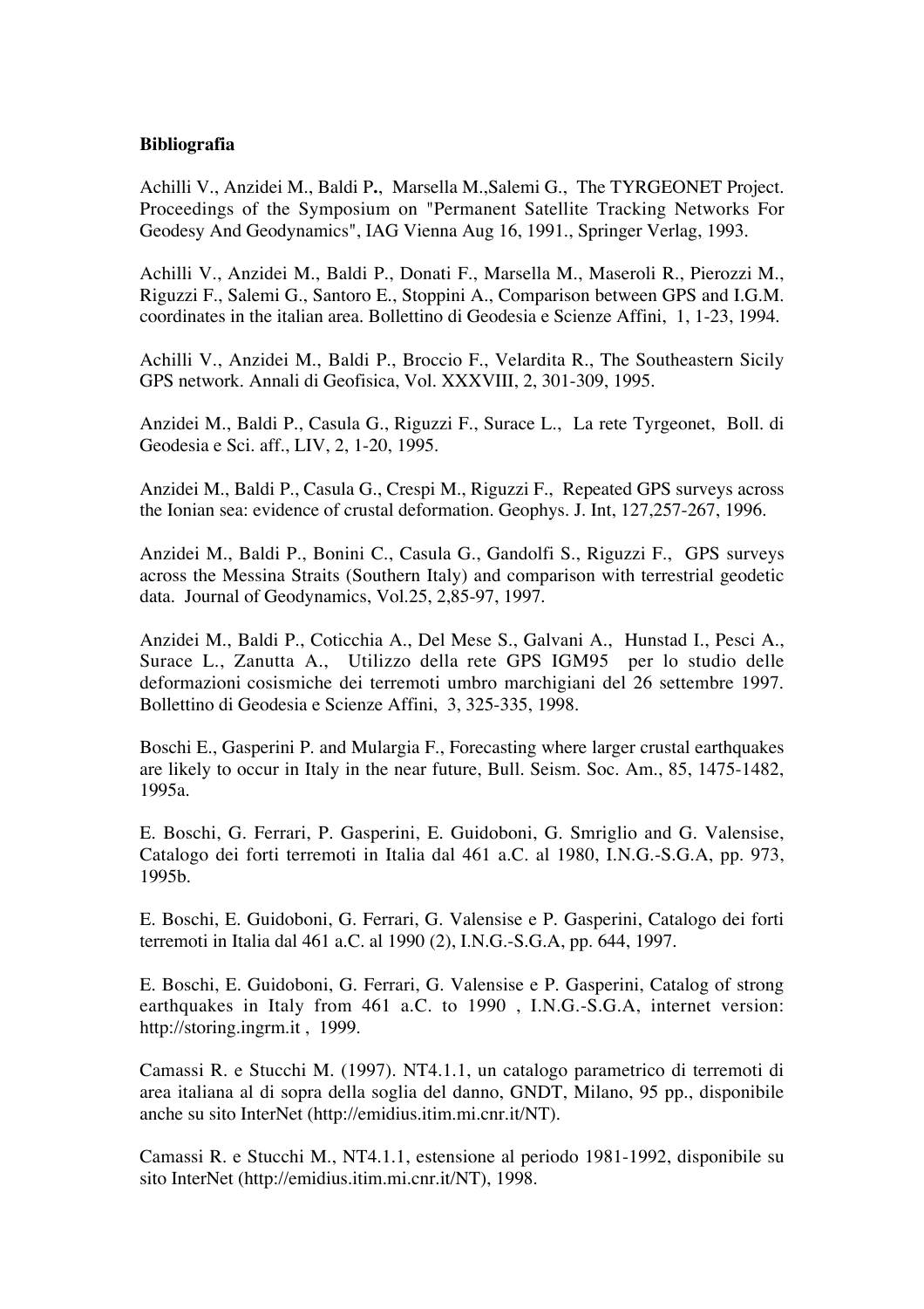**Bibliografia**

Achilli V., Anzidei M., Baldi P., Marsella M.,Salemi G., The TYRGEONET Project. Proceedings of the Symposium on "Permanent Satellite Tracking Networks For Geodesy And Geodynamics", IAG Vienna Aug 16, 1991., Springer Verlag, 1993.

Achilli V., Anzidei M., Baldi P., Donati F., Marsella M., Maseroli R., Pierozzi M., Riguzzi F., Salemi G., Santoro E., Stoppini A., Comparison between GPS and I.G.M. coordinates in the italian area. Bollettino di Geodesia e Scienze Affini, 1, 1-23, 1994.

Achilli V., Anzidei M., Baldi P., Broccio F., Velardita R., The Southeastern Sicily GPS network. Annali di Geofisica, Vol. XXXVIII, 2, 301-309, 1995.

Anzidei M., Baldi P., Casula G., Riguzzi F., Surace L., La rete Tyrgeonet, Boll. di Geodesia e Sci. aff., LIV, 2, 1-20, 1995.

Anzidei M., Baldi P., Casula G., Crespi M., Riguzzi F., Repeated GPS surveys across the Ionian sea: evidence of crustal deformation. Geophys. J. Int, 127,257-267, 1996.

Anzidei M., Baldi P., Bonini C., Casula G., Gandolfi S., Riguzzi F., GPS surveys across the Messina Straits (Southern Italy) and comparison with terrestrial geodetic data. Journal of Geodynamics, Vol.25, 2,85-97, 1997.

Anzidei M., Baldi P., Coticchia A., Del Mese S., Galvani A., Hunstad I., Pesci A., Surace L., Zanutta A., Utilizzo della rete GPS IGM95 per lo studio delle deformazioni cosismiche dei terremoti umbro marchigiani del 26 settembre 1997. Bollettino di Geodesia e Scienze Affini, 3, 325-335, 1998.

Boschi E., Gasperini P. and Mulargia F., Forecasting where larger crustal earthquakes are likely to occur in Italy in the near future, Bull. Seism. Soc. Am., 85, 1475-1482, 1995a.

E. Boschi, G. Ferrari, P. Gasperini, E. Guidoboni, G. Smriglio and G. Valensise, Catalogo dei forti terremoti in Italia dal 461 a.C. al 1980, I.N.G.-S.G.A, pp. 973, 1995b.

E. Boschi, E. Guidoboni, G. Ferrari, G. Valensise e P. Gasperini, Catalogo dei forti terremoti in Italia dal 461 a.C. al 1990 (2), I.N.G.-S.G.A, pp. 644, 1997.

E. Boschi, E. Guidoboni, G. Ferrari, G. Valensise e P. Gasperini, Catalog of strong earthquakes in Italy from 461 a.C. to 1990 , I.N.G.-S.G.A, internet version: http://storing.ingrm.it , 1999.

Camassi R. e Stucchi M. (1997). NT4.1.1, un catalogo parametrico di terremoti di area italiana al di sopra della soglia del danno, GNDT, Milano, 95 pp., disponibile anche su sito InterNet (http://emidius.itim.mi.cnr.it/NT).

Camassi R. e Stucchi M., NT4.1.1, estensione al periodo 1981-1992, disponibile su sito InterNet (http://emidius.itim.mi.cnr.it/NT), 1998.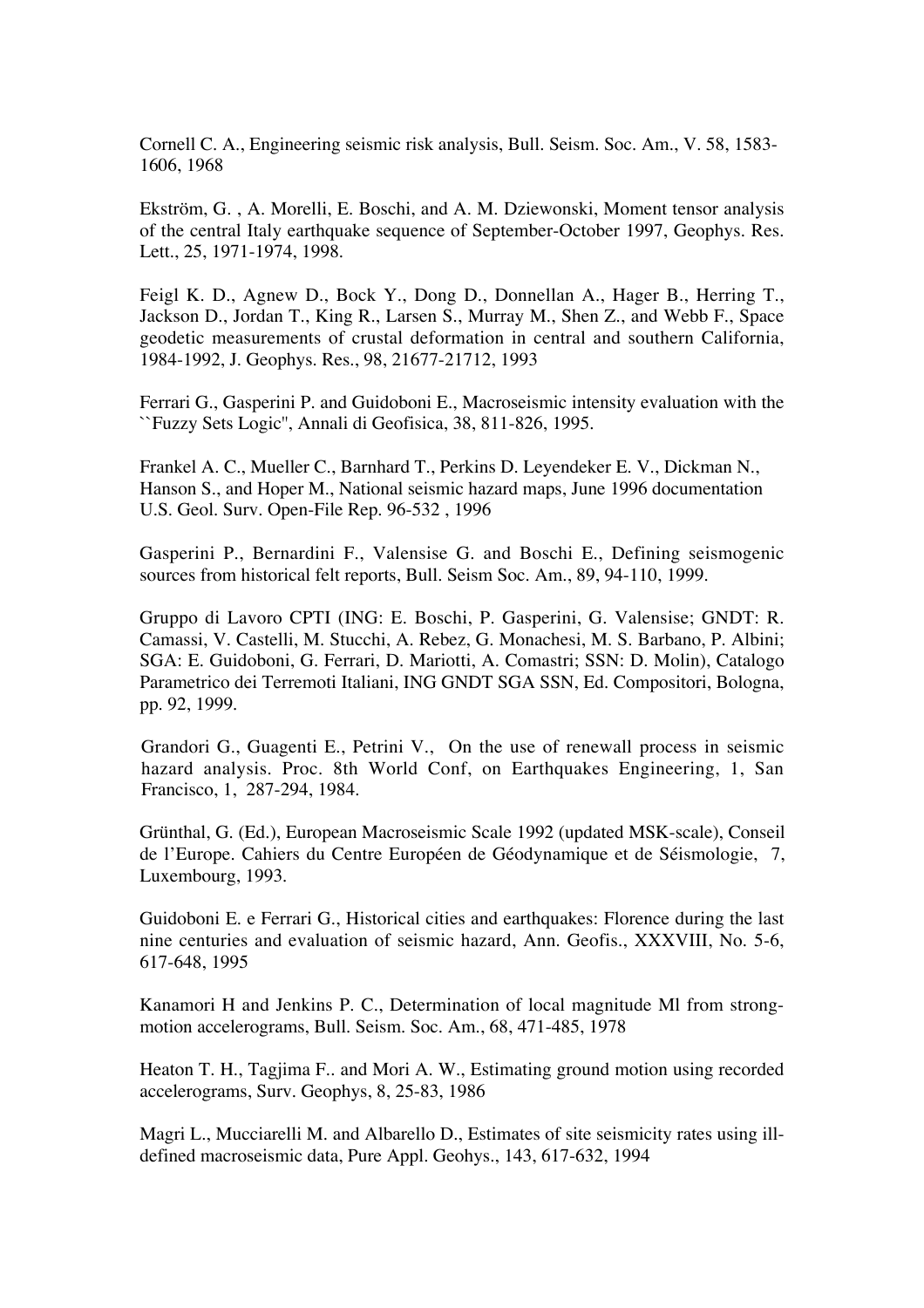Cornell C. A., Engineering seismic risk analysis, Bull. Seism. Soc. Am., V. 58, 1583-1606, 1968

Ekström, G. , A. Morelli, E. Boschi, and A. M. Dziewonski, Moment tensor analysis of the central Italy earthquake sequence of September-October 1997, Geophys. Res. Lett., 25, 1971-1974, 1998.

Feigl K. D., Agnew D., Bock Y., Dong D., Donnellan A., Hager B., Herring T., Jackson D., Jordan T., King R., Larsen S., Murray M., Shen Z., and Webb F., Space geodetic measurements of crustal deformation in central and southern California, 1984-1992, J. Geophys. Res., 98, 21677-21712, 1993

Ferrari G., Gasperini P. and Guidoboni E., Macroseismic intensity evaluation with the ``Fuzzy Sets Logic'', Annali di Geofisica, 38, 811-826, 1995.

Frankel A. C., Mueller C., Barnhard T., Perkins D. Leyendeker E. V., Dickman N., Hanson S., and Hoper M., National seismic hazard maps, June 1996 documentation U.S. Geol. Surv. Open-File Rep. 96-532 , 1996

Gasperini P., Bernardini F., Valensise G. and Boschi E., Defining seismogenic sources from historical felt reports, Bull. Seism Soc. Am., 89, 94-110, 1999.

Gruppo di Lavoro CPTI (ING: E. Boschi, P. Gasperini, G. Valensise; GNDT: R. Camassi, V. Castelli, M. Stucchi, A. Rebez, G. Monachesi, M. S. Barbano, P. Albini; SGA: E. Guidoboni, G. Ferrari, D. Mariotti, A. Comastri; SSN: D. Molin), Catalogo Parametrico dei Terremoti Italiani, ING GNDT SGA SSN, Ed. Compositori, Bologna, pp. 92, 1999.

Grandori G., Guagenti E., Petrini V., On the use of renewall process in seismic hazard analysis. Proc. 8th World Conf, on Earthquakes Engineering, 1, San Francisco, 1, 287-294, 1984.

Grünthal, G. (Ed.), European Macroseismic Scale 1992 (updated MSK-scale), Conseil de l'Europe. Cahiers du Centre Européen de Géodynamique et de Séismologie, 7, Luxembourg, 1993.

Guidoboni E. e Ferrari G., Historical cities and earthquakes: Florence during the last nine centuries and evaluation of seismic hazard, Ann. Geofis., XXXVIII, No. 5-6, 617-648, 1995

Kanamori H and Jenkins P. C., Determination of local magnitude Ml from strong-motion accelerograms, Bull. Seism. Soc. Am., 68, 471-485, 1978

Heaton T. H., Tagjima F.. and Mori A. W., Estimating ground motion using recorded accelerograms, Surv. Geophys, 8, 25-83, 1986

Magri L., Mucciarelli M. and Albarello D., Estimates of site seismicity rates using ill-defined macroseismic data, Pure Appl. Geohys., 143, 617-632, 1994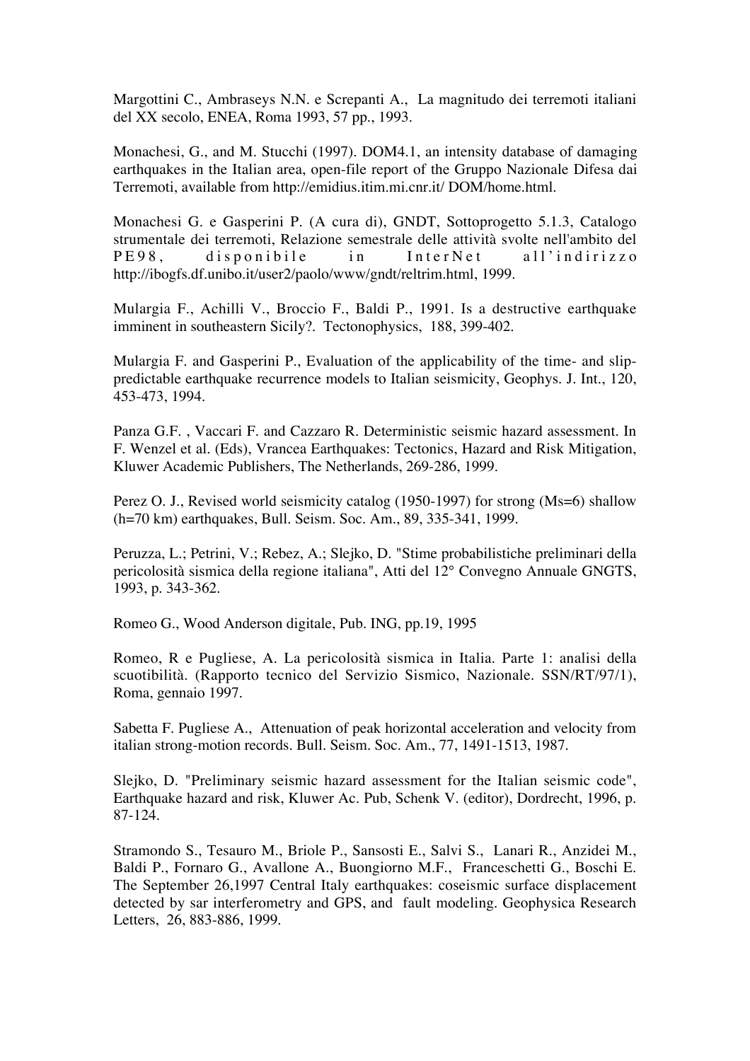Margottini C., Ambraseys N.N. e Screpanti A., La magnitudo dei terremoti italiani del XX secolo, ENEA, Roma 1993, 57 pp., 1993.

Monachesi, G., and M. Stucchi (1997). DOM4.1, an intensity database of damaging earthquakes in the Italian area, open-file report of the Gruppo Nazionale Difesa dai Terremoti, available from http://emidius.itim.mi.cnr.it/ DOM/home.html.

Monachesi G. e Gasperini P. (A cura di), GNDT, Sottoprogetto 5.1.3, Catalogo strumentale dei terremoti, Relazione semestrale delle attività svolte nell'ambito del PE98, disponibile in InterNet all'indirizzo http://ibogfs.df.unibo.it/user2/paolo/www/gndt/reltrim.html, 1999.

Mulargia F., Achilli V., Broccio F., Baldi P., 1991. Is a destructive earthquake imminent in southeastern Sicily?. Tectonophysics, 188, 399-402.

Mulargia F. and Gasperini P., Evaluation of the applicability of the time- and slip-predictable earthquake recurrence models to Italian seismicity, Geophys. J. Int., 120, 453-473, 1994.

Panza G.F. , Vaccari F. and Cazzaro R. Deterministic seismic hazard assessment. In F. Wenzel et al. (Eds), Vrancea Earthquakes: Tectonics, Hazard and Risk Mitigation, Kluwer Academic Publishers, The Netherlands, 269-286, 1999.

Perez O. J., Revised world seismicity catalog (1950-1997) for strong (Ms=6) shallow (h=70 km) earthquakes, Bull. Seism. Soc. Am., 89, 335-341, 1999.

Peruzza, L.; Petrini, V.; Rebez, A.; Slejko, D. "Stime probabilistiche preliminari della pericolosità sismica della regione italiana", Atti del 12° Convegno Annuale GNGTS, 1993, p. 343-362.

Romeo G., Wood Anderson digitale, Pub. ING, pp.19, 1995

Romeo, R e Pugliese, A. La pericolosità sismica in Italia. Parte 1: analisi della scuotibilità. (Rapporto tecnico del Servizio Sismico, Nazionale. SSN/RT/97/1), Roma, gennaio 1997.

Sabetta F. Pugliese A., Attenuation of peak horizontal acceleration and velocity from italian strong-motion records. Bull. Seism. Soc. Am., 77, 1491-1513, 1987.

Slejko, D. "Preliminary seismic hazard assessment for the Italian seismic code", Earthquake hazard and risk, Kluwer Ac. Pub, Schenk V. (editor), Dordrecht, 1996, p. 87-124.

Stramondo S., Tesauro M., Briole P., Sansosti E., Salvi S., Lanari R., Anzidei M., Baldi P., Fornaro G., Avallone A., Buongiorno M.F., Franceschetti G., Boschi E. The September 26,1997 Central Italy earthquakes: coseismic surface displacement detected by sar interferometry and GPS, and fault modeling. Geophysica Research Letters, 26, 883-886, 1999.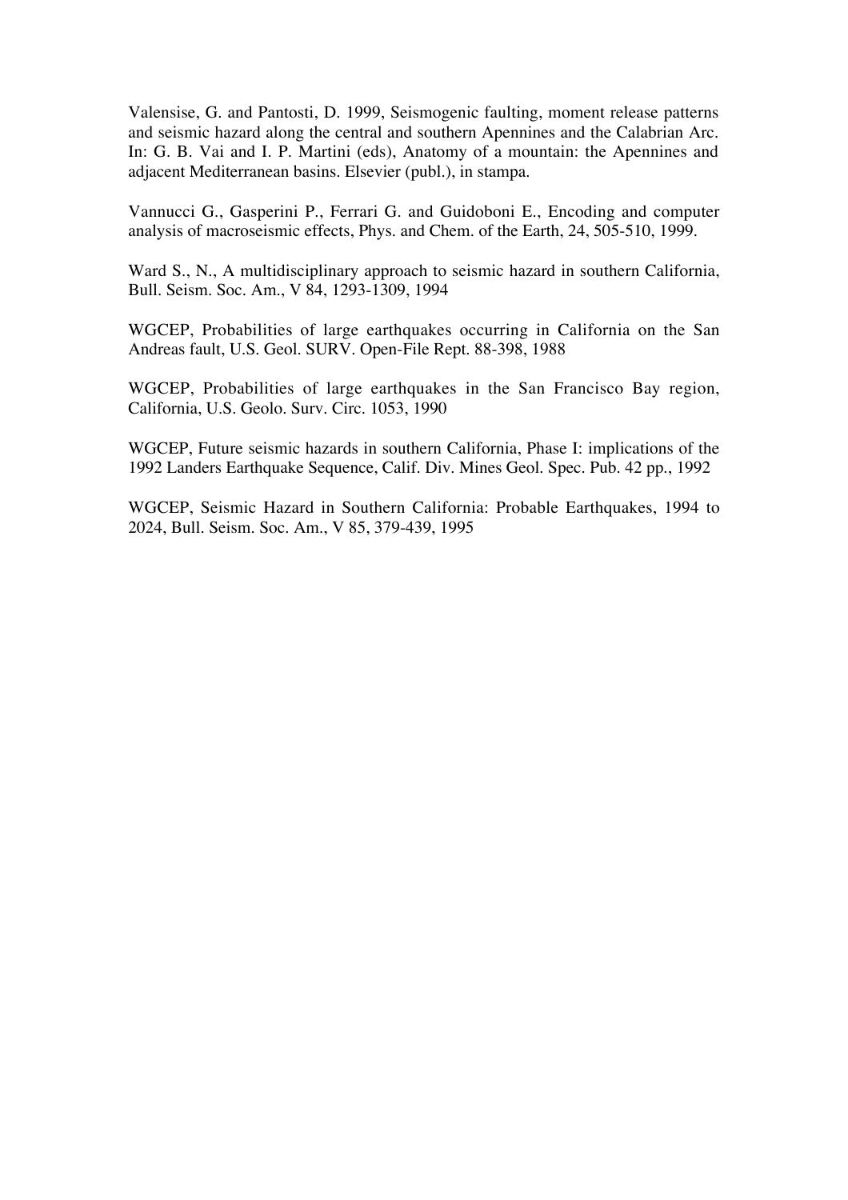Valensise, G. and Pantosti, D. 1999, Seismogenic faulting, moment release patterns and seismic hazard along the central and southern Apennines and the Calabrian Arc. In: G. B. Vai and I. P. Martini (eds), Anatomy of a mountain: the Apennines and adjacent Mediterranean basins. Elsevier (publ.), in stampa.

Vannucci G., Gasperini P., Ferrari G. and Guidoboni E., Encoding and computer analysis of macroseismic effects, Phys. and Chem. of the Earth, 24, 505-510, 1999.

Ward S., N., A multidisciplinary approach to seismic hazard in southern California, Bull. Seism. Soc. Am., V 84, 1293-1309, 1994

WGCEP, Probabilities of large earthquakes occurring in California on the San Andreas fault, U.S. Geol. SURV. Open-File Rept. 88-398, 1988

WGCEP, Probabilities of large earthquakes in the San Francisco Bay region, California, U.S. Geolo. Surv. Circ. 1053, 1990

WGCEP, Future seismic hazards in southern California, Phase I: implications of the 1992 Landers Earthquake Sequence, Calif. Div. Mines Geol. Spec. Pub. 42 pp., 1992

WGCEP, Seismic Hazard in Southern California: Probable Earthquakes, 1994 to 2024, Bull. Seism. Soc. Am., V 85, 379-439, 1995